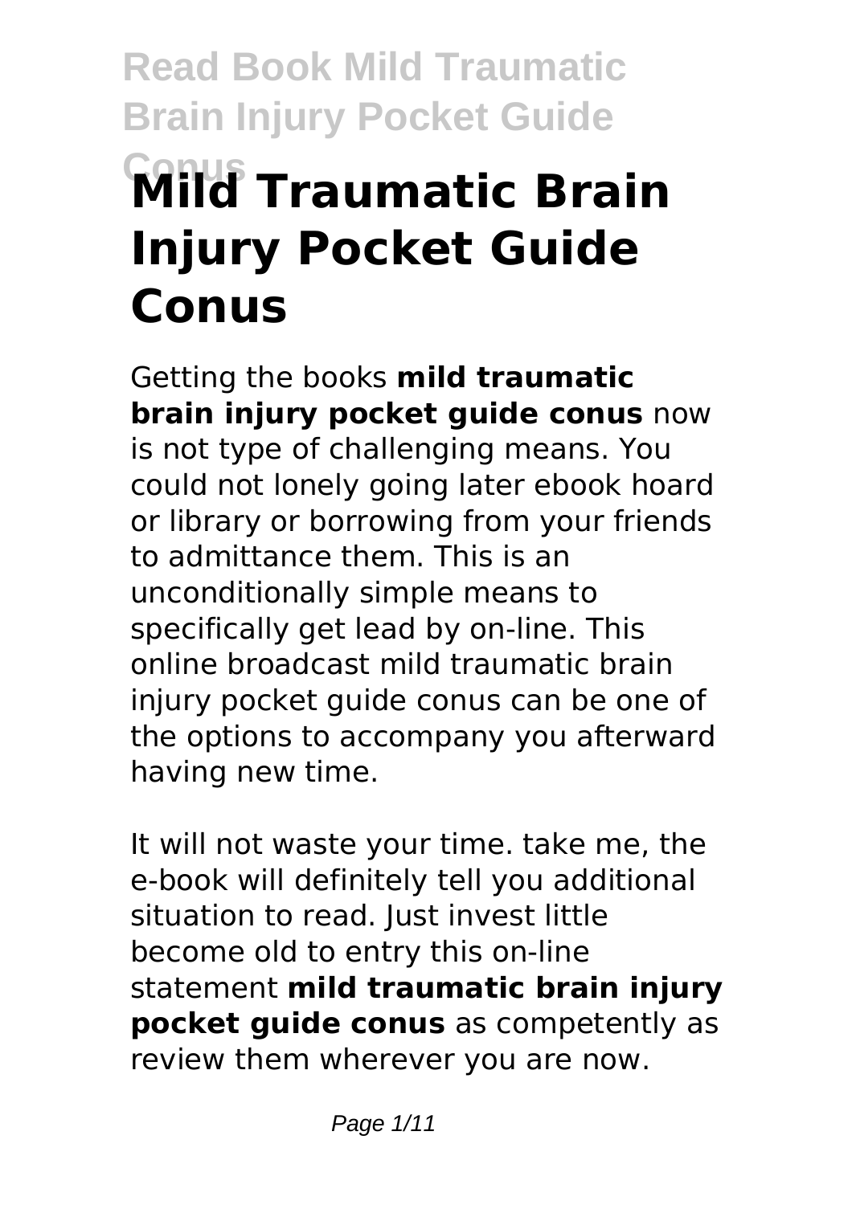# Mild Traumatic Brain Injury Pocket Guide Conus

Getting the books **mild traumatic brain injury pocket guide conus** now is not type of challenging means. You could not lonely going later ebook hoard or library or borrowing from your friends to admittance them. This is an unconditionally simple means to specifically get lead by on-line. This online broadcast mild traumatic brain injury pocket guide conus can be one of the options to accompany you afterward having new time.

It will not waste your time. take me, the e-book will definitely tell you additional situation to read. Just invest little become old to entry this on-line statement **mild traumatic brain injury pocket guide conus** as competently as review them wherever you are now.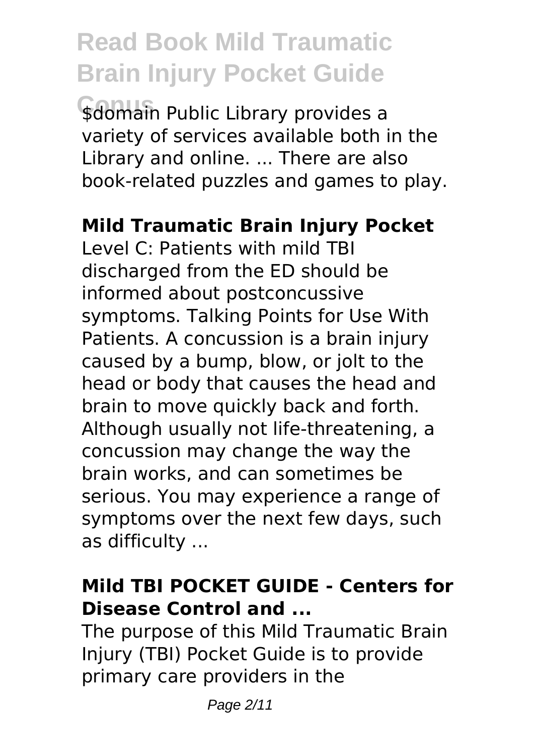$domain Public Library provides a variety of services available both in the Library and online. ... There are also book-related puzzles and games to play.

**Mild Traumatic Brain Injury Pocket**

Level C: Patients with mild TBI discharged from the ED should be informed about postconcussive symptoms. Talking Points for Use With Patients. A concussion is a brain injury caused by a bump, blow, or jolt to the head or body that causes the head and brain to move quickly back and forth. Although usually not life-threatening, a concussion may change the way the brain works, and can sometimes be serious. You may experience a range of symptoms over the next few days, such as difficulty ...

**Mild TBI POCKET GUIDE - Centers for Disease Control and ...**

The purpose of this Mild Traumatic Brain Injury (TBI) Pocket Guide is to provide primary care providers in the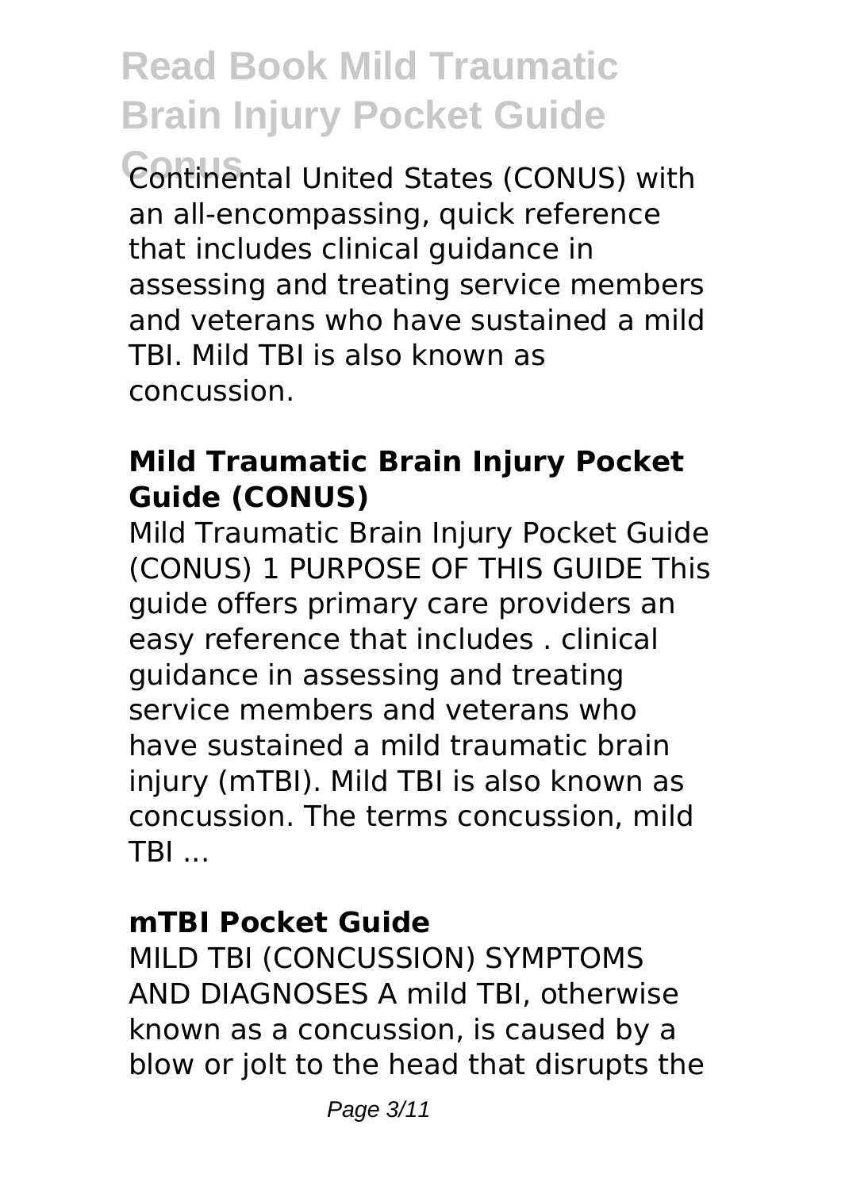Continental United States (CONUS) with an all-encompassing, quick reference that includes clinical guidance in assessing and treating service members and veterans who have sustained a mild TBI. Mild TBI is also known as concussion.

### Mild Traumatic Brain Injury Pocket Guide (CONUS)

Mild Traumatic Brain Injury Pocket Guide (CONUS) 1 PURPOSE OF THIS GUIDE This guide offers primary care providers an easy reference that includes . clinical guidance in assessing and treating service members and veterans who have sustained a mild traumatic brain injury (mTBI). Mild TBI is also known as concussion. The terms concussion, mild TBI ...

### mTBI Pocket Guide

MILD TBI (CONCUSSION) SYMPTOMS AND DIAGNOSES A mild TBI, otherwise known as a concussion, is caused by a blow or jolt to the head that disrupts the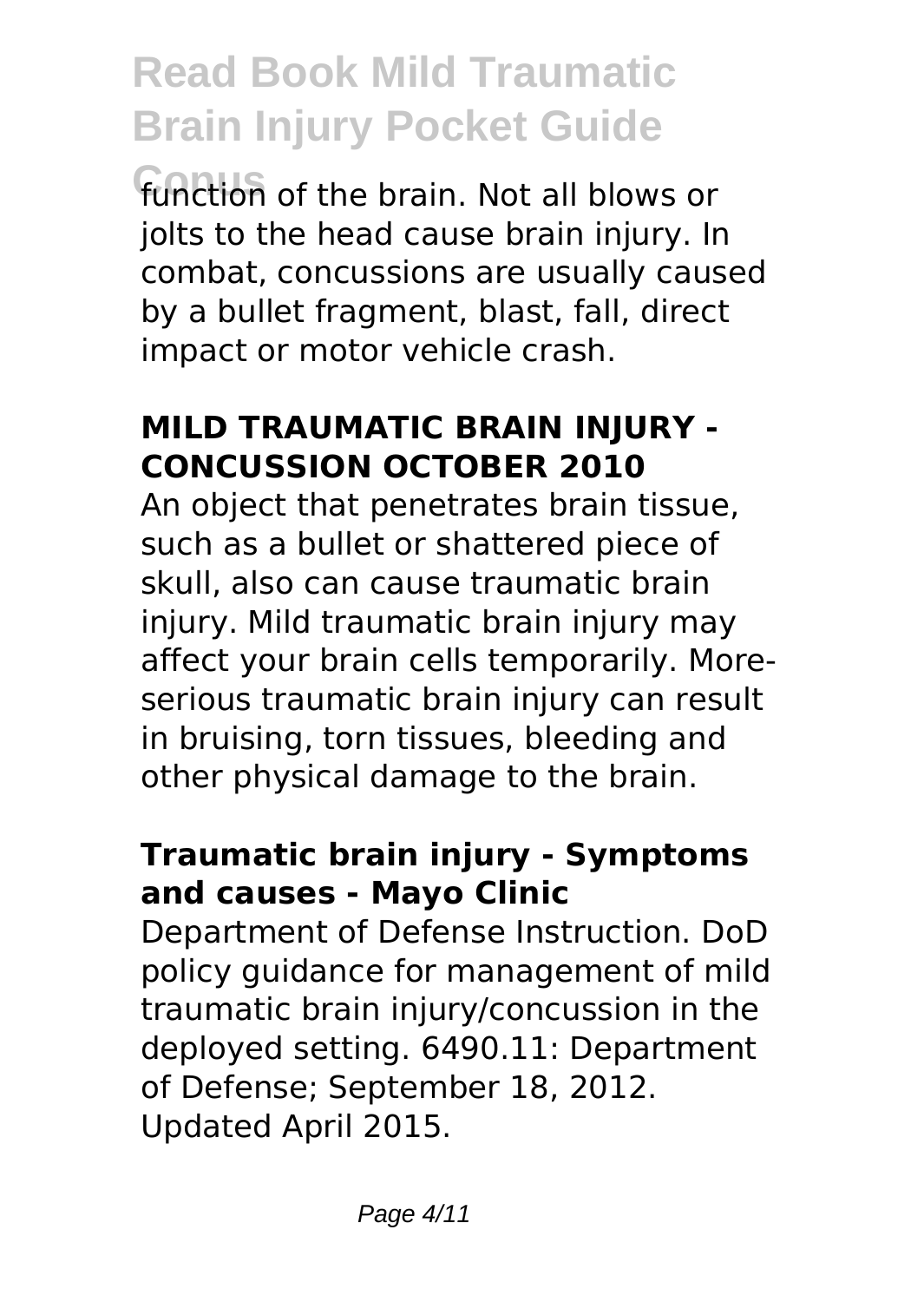function of the brain. Not all blows or jolts to the head cause brain injury. In combat, concussions are usually caused by a bullet fragment, blast, fall, direct impact or motor vehicle crash.

### MILD TRAUMATIC BRAIN INJURY - CONCUSSION OCTOBER 2010

An object that penetrates brain tissue, such as a bullet or shattered piece of skull, also can cause traumatic brain injury. Mild traumatic brain injury may affect your brain cells temporarily. More-serious traumatic brain injury can result in bruising, torn tissues, bleeding and other physical damage to the brain.

### Traumatic brain injury - Symptoms and causes - Mayo Clinic

Department of Defense Instruction. DoD policy guidance for management of mild traumatic brain injury/concussion in the deployed setting. 6490.11: Department of Defense; September 18, 2012. Updated April 2015.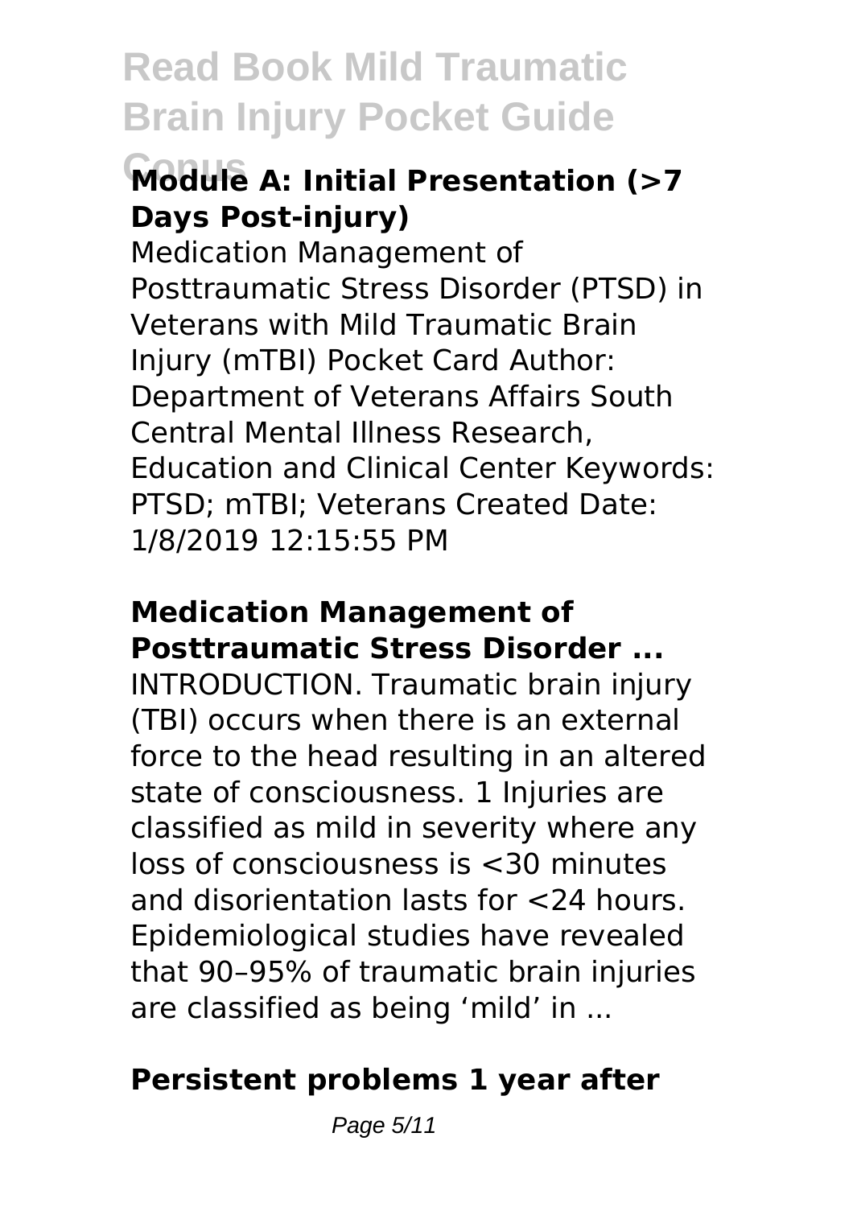## Module A: Initial Presentation (>7 Days Post-injury)

Medication Management of Posttraumatic Stress Disorder (PTSD) in Veterans with Mild Traumatic Brain Injury (mTBI) Pocket Card Author: Department of Veterans Affairs South Central Mental Illness Research, Education and Clinical Center Keywords: PTSD; mTBI; Veterans Created Date: 1/8/2019 12:15:55 PM

## Medication Management of Posttraumatic Stress Disorder ...

INTRODUCTION. Traumatic brain injury (TBI) occurs when there is an external force to the head resulting in an altered state of consciousness. 1 Injuries are classified as mild in severity where any loss of consciousness is <30 minutes and disorientation lasts for <24 hours. Epidemiological studies have revealed that 90–95% of traumatic brain injuries are classified as being 'mild' in ...

## Persistent problems 1 year after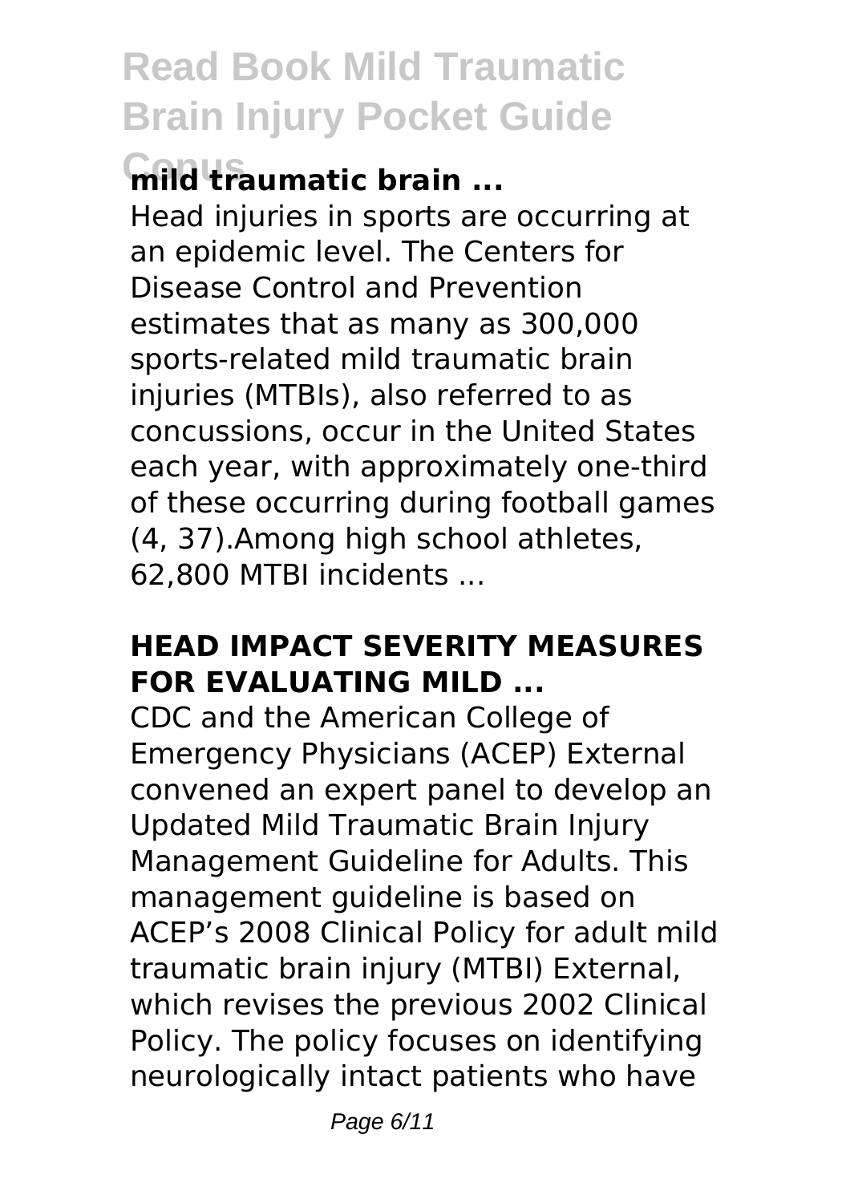**mild traumatic brain ...**

Head injuries in sports are occurring at an epidemic level. The Centers for Disease Control and Prevention estimates that as many as 300,000 sports-related mild traumatic brain injuries (MTBIs), also referred to as concussions, occur in the United States each year, with approximately one-third of these occurring during football games (4, 37).Among high school athletes, 62,800 MTBI incidents ...

## HEAD IMPACT SEVERITY MEASURES FOR EVALUATING MILD ...

CDC and the American College of Emergency Physicians (ACEP) External convened an expert panel to develop an Updated Mild Traumatic Brain Injury Management Guideline for Adults. This management guideline is based on ACEP's 2008 Clinical Policy for adult mild traumatic brain injury (MTBI) External, which revises the previous 2002 Clinical Policy. The policy focuses on identifying neurologically intact patients who have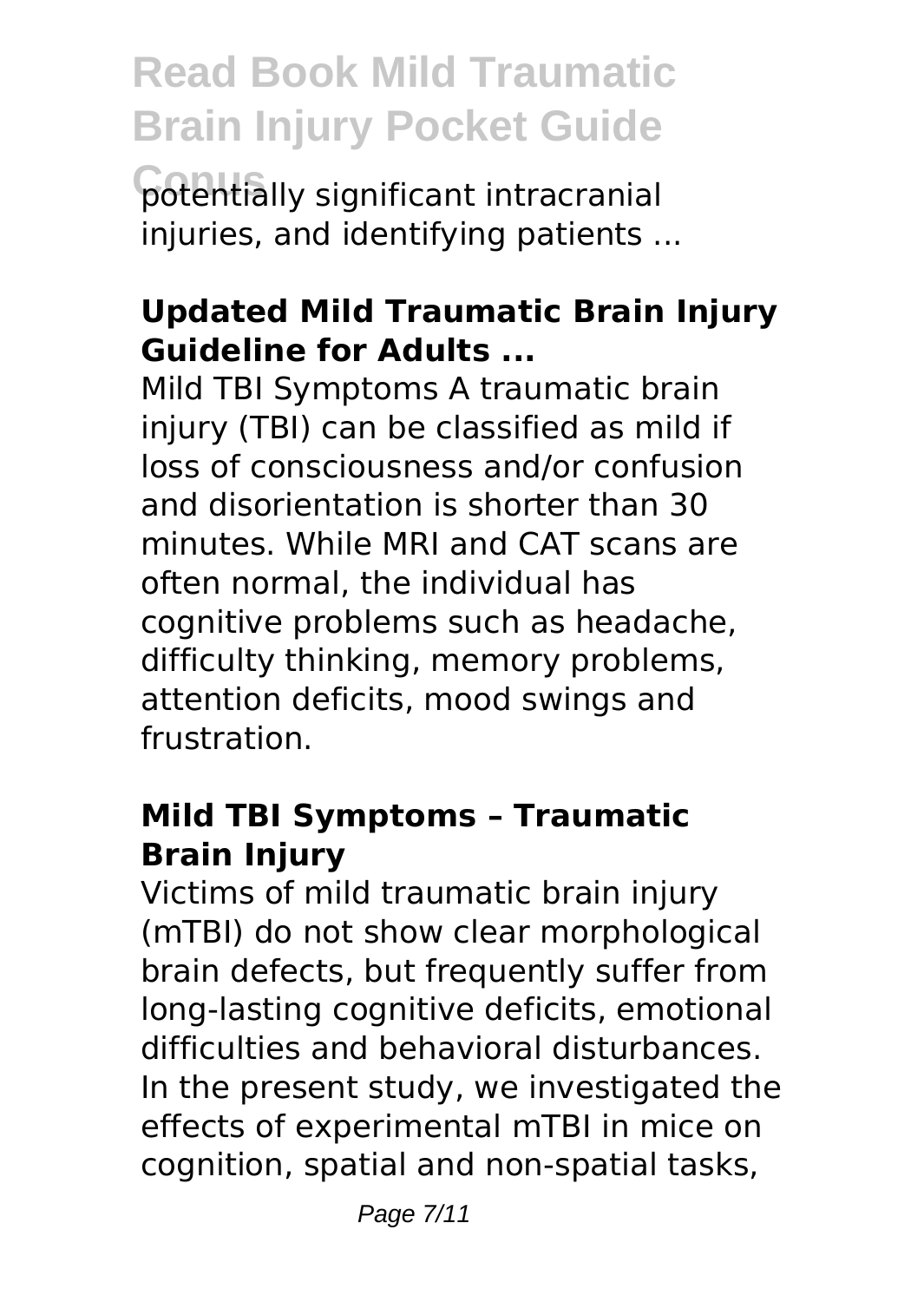potentially significant intracranial injuries, and identifying patients ...

### Updated Mild Traumatic Brain Injury Guideline for Adults ...

Mild TBI Symptoms A traumatic brain injury (TBI) can be classified as mild if loss of consciousness and/or confusion and disorientation is shorter than 30 minutes. While MRI and CAT scans are often normal, the individual has cognitive problems such as headache, difficulty thinking, memory problems, attention deficits, mood swings and frustration.

### Mild TBI Symptoms – Traumatic Brain Injury

Victims of mild traumatic brain injury (mTBI) do not show clear morphological brain defects, but frequently suffer from long-lasting cognitive deficits, emotional difficulties and behavioral disturbances. In the present study, we investigated the effects of experimental mTBI in mice on cognition, spatial and non-spatial tasks,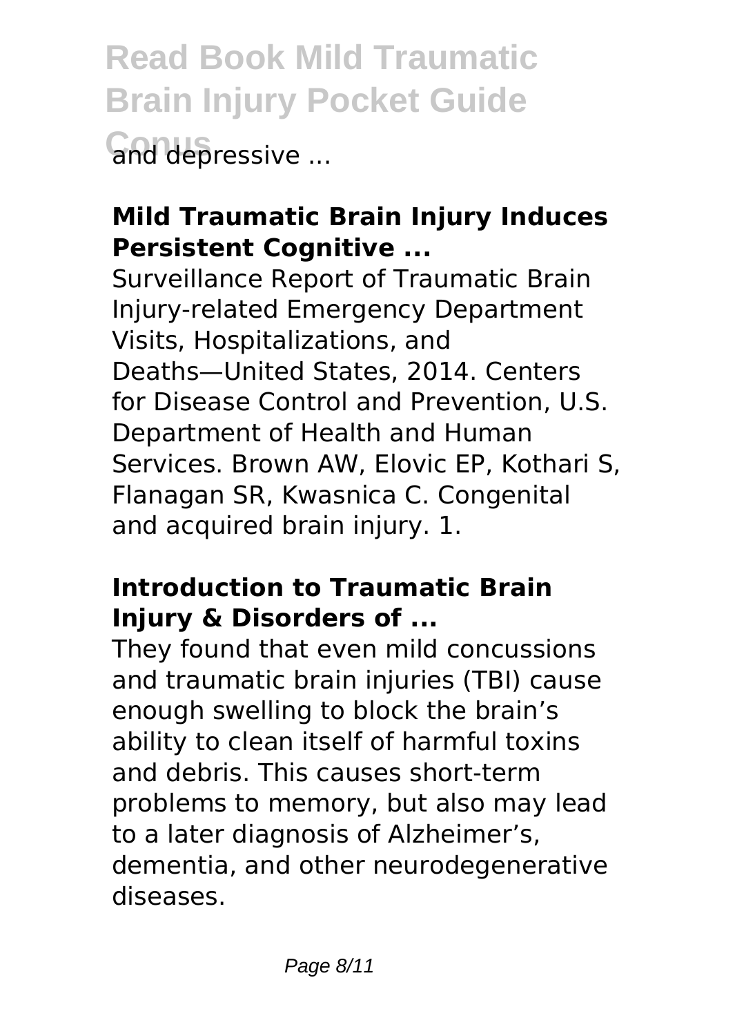and depressive ...

### Mild Traumatic Brain Injury Induces Persistent Cognitive ...

Surveillance Report of Traumatic Brain Injury-related Emergency Department Visits, Hospitalizations, and Deaths—United States, 2014. Centers for Disease Control and Prevention, U.S. Department of Health and Human Services. Brown AW, Elovic EP, Kothari S, Flanagan SR, Kwasnica C. Congenital and acquired brain injury. 1.

### Introduction to Traumatic Brain Injury & Disorders of ...

They found that even mild concussions and traumatic brain injuries (TBI) cause enough swelling to block the brain's ability to clean itself of harmful toxins and debris. This causes short-term problems to memory, but also may lead to a later diagnosis of Alzheimer's, dementia, and other neurodegenerative diseases.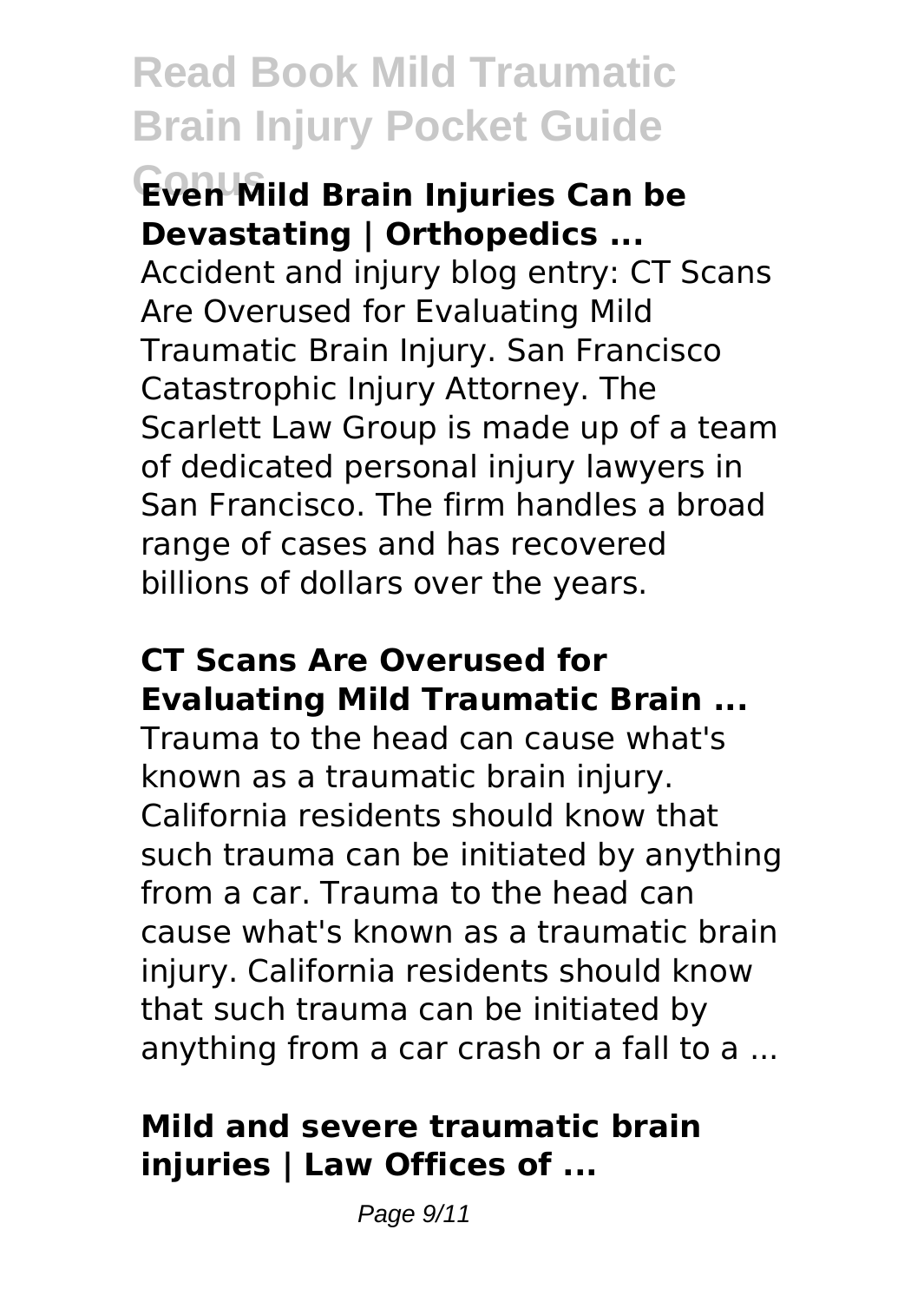### Even Mild Brain Injuries Can be Devastating | Orthopedics ...

Accident and injury blog entry: CT Scans Are Overused for Evaluating Mild Traumatic Brain Injury. San Francisco Catastrophic Injury Attorney. The Scarlett Law Group is made up of a team of dedicated personal injury lawyers in San Francisco. The firm handles a broad range of cases and has recovered billions of dollars over the years.

### CT Scans Are Overused for Evaluating Mild Traumatic Brain ...

Trauma to the head can cause what's known as a traumatic brain injury. California residents should know that such trauma can be initiated by anything from a car. Trauma to the head can cause what's known as a traumatic brain injury. California residents should know that such trauma can be initiated by anything from a car crash or a fall to a ...

### Mild and severe traumatic brain injuries | Law Offices of ...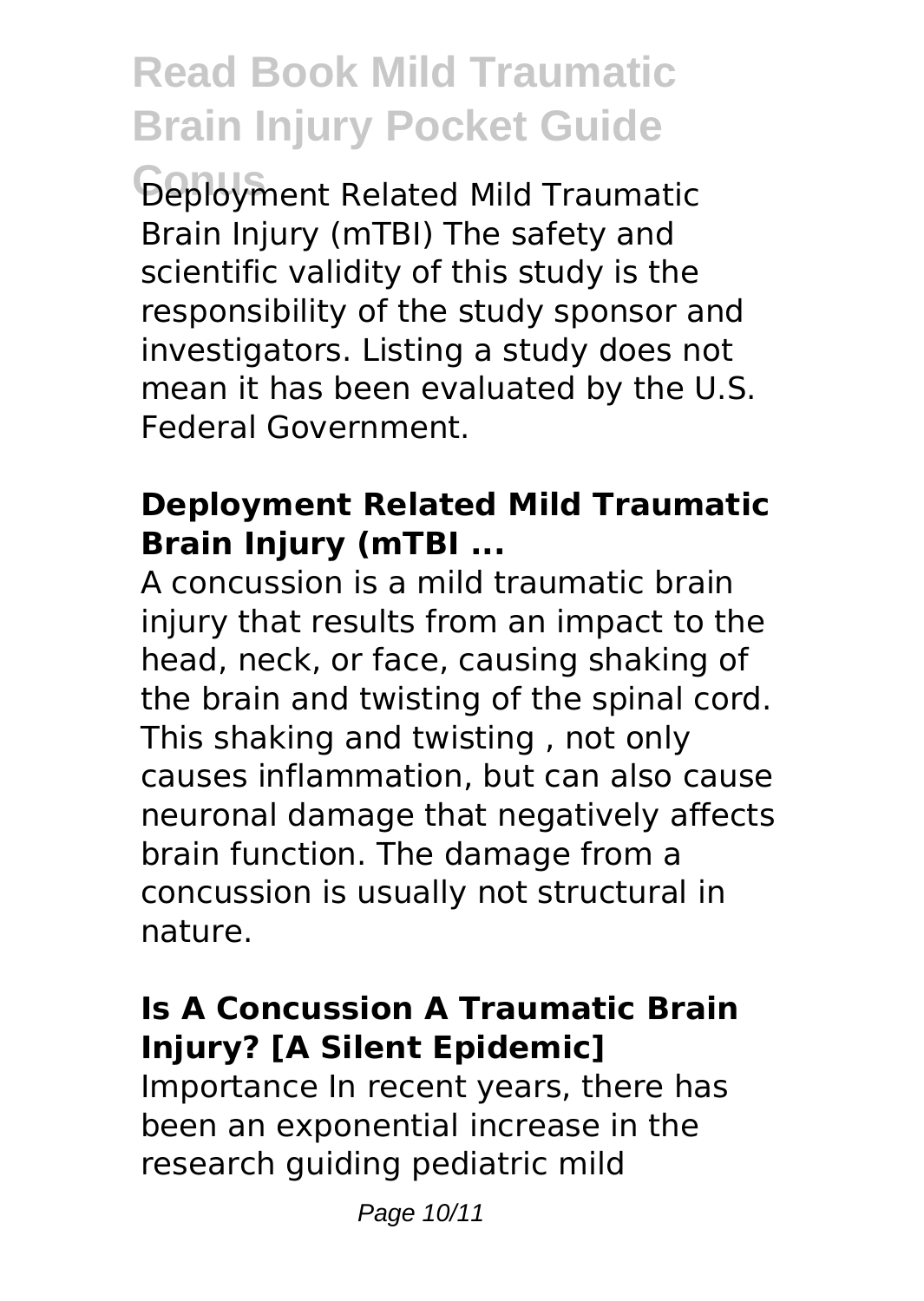Deployment Related Mild Traumatic Brain Injury (mTBI) The safety and scientific validity of this study is the responsibility of the study sponsor and investigators. Listing a study does not mean it has been evaluated by the U.S. Federal Government.

### **Deployment Related Mild Traumatic Brain Injury (mTBI ...**

A concussion is a mild traumatic brain injury that results from an impact to the head, neck, or face, causing shaking of the brain and twisting of the spinal cord. This shaking and twisting , not only causes inflammation, but can also cause neuronal damage that negatively affects brain function. The damage from a concussion is usually not structural in nature.

### **Is A Concussion A Traumatic Brain Injury? [A Silent Epidemic]**

Importance In recent years, there has been an exponential increase in the research guiding pediatric mild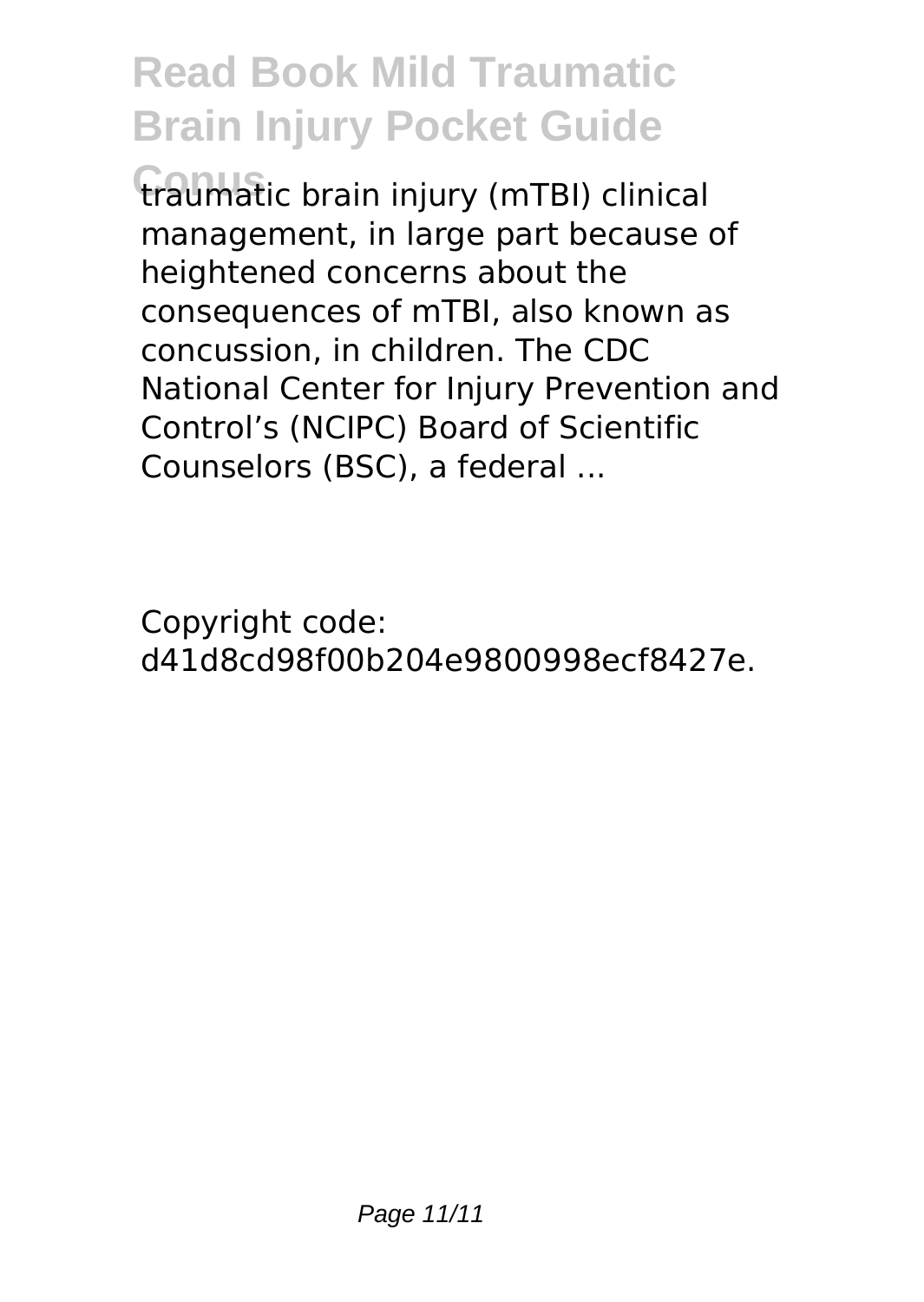traumatic brain injury (mTBI) clinical management, in large part because of heightened concerns about the consequences of mTBI, also known as concussion, in children. The CDC National Center for Injury Prevention and Control's (NCIPC) Board of Scientific Counselors (BSC), a federal ...

Copyright code: d41d8cd98f00b204e9800998ecf8427e.